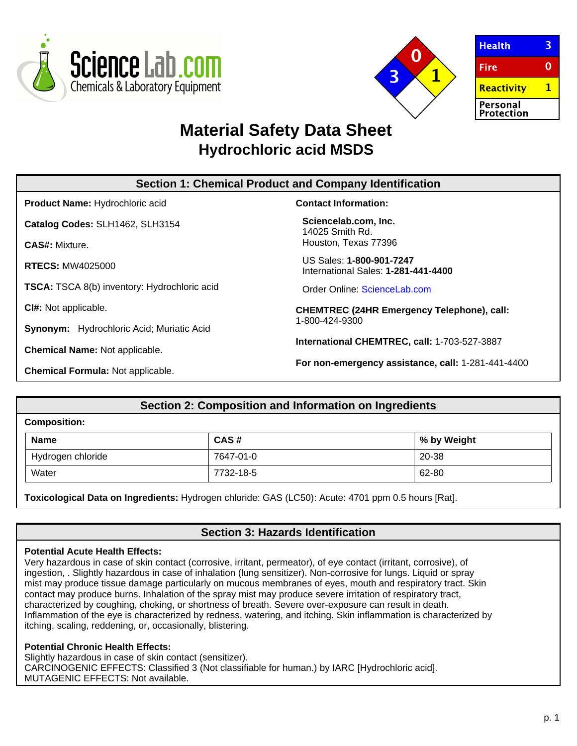ScienceLab.com Chemicals & Laboratory Equipment

| Health | 3 |
|---|---|
| Fire | 0 |
| Reactivity | 1 |
| Personal Protection | |

# Material Safety Data Sheet
## Hydrochloric acid MSDS

## Section 1: Chemical Product and Company Identification

**Product Name:** Hydrochloric acid

**Catalog Codes:** SLH1462, SLH3154

**CAS#:** Mixture.

**RTECS:** MW4025000

**TSCA:** TSCA 8(b) inventory: Hydrochloric acid

**CI#:** Not applicable.

**Synonym:** Hydrochloric Acid; Muriatic Acid

**Chemical Name:** Not applicable.

**Chemical Formula:** Not applicable.

**Contact Information:**

**Sciencelab.com, Inc.**
14025 Smith Rd.
Houston, Texas 77396

US Sales: **1-800-901-7247**
International Sales: **1-281-441-4400**

Order Online: ScienceLab.com

**CHEMTREC (24HR Emergency Telephone), call:**
1-800-424-9300

**International CHEMTREC, call:** 1-703-527-3887

**For non-emergency assistance, call:** 1-281-441-4400

## Section 2: Composition and Information on Ingredients

**Composition:**

| Name | CAS # | % by Weight |
|---|---|---|
| Hydrogen chloride | 7647-01-0 | 20-38 |
| Water | 7732-18-5 | 62-80 |

**Toxicological Data on Ingredients:** Hydrogen chloride: GAS (LC50): Acute: 4701 ppm 0.5 hours [Rat].

## Section 3: Hazards Identification

**Potential Acute Health Effects:**
Very hazardous in case of skin contact (corrosive, irritant, permeator), of eye contact (irritant, corrosive), of ingestion, . Slightly hazardous in case of inhalation (lung sensitizer). Non-corrosive for lungs. Liquid or spray mist may produce tissue damage particularly on mucous membranes of eyes, mouth and respiratory tract. Skin contact may produce burns. Inhalation of the spray mist may produce severe irritation of respiratory tract, characterized by coughing, choking, or shortness of breath. Severe over-exposure can result in death. Inflammation of the eye is characterized by redness, watering, and itching. Skin inflammation is characterized by itching, scaling, reddening, or, occasionally, blistering.

**Potential Chronic Health Effects:**
Slightly hazardous in case of skin contact (sensitizer).
CARCINOGENIC EFFECTS: Classified 3 (Not classifiable for human.) by IARC [Hydrochloric acid].
MUTAGENIC EFFECTS: Not available.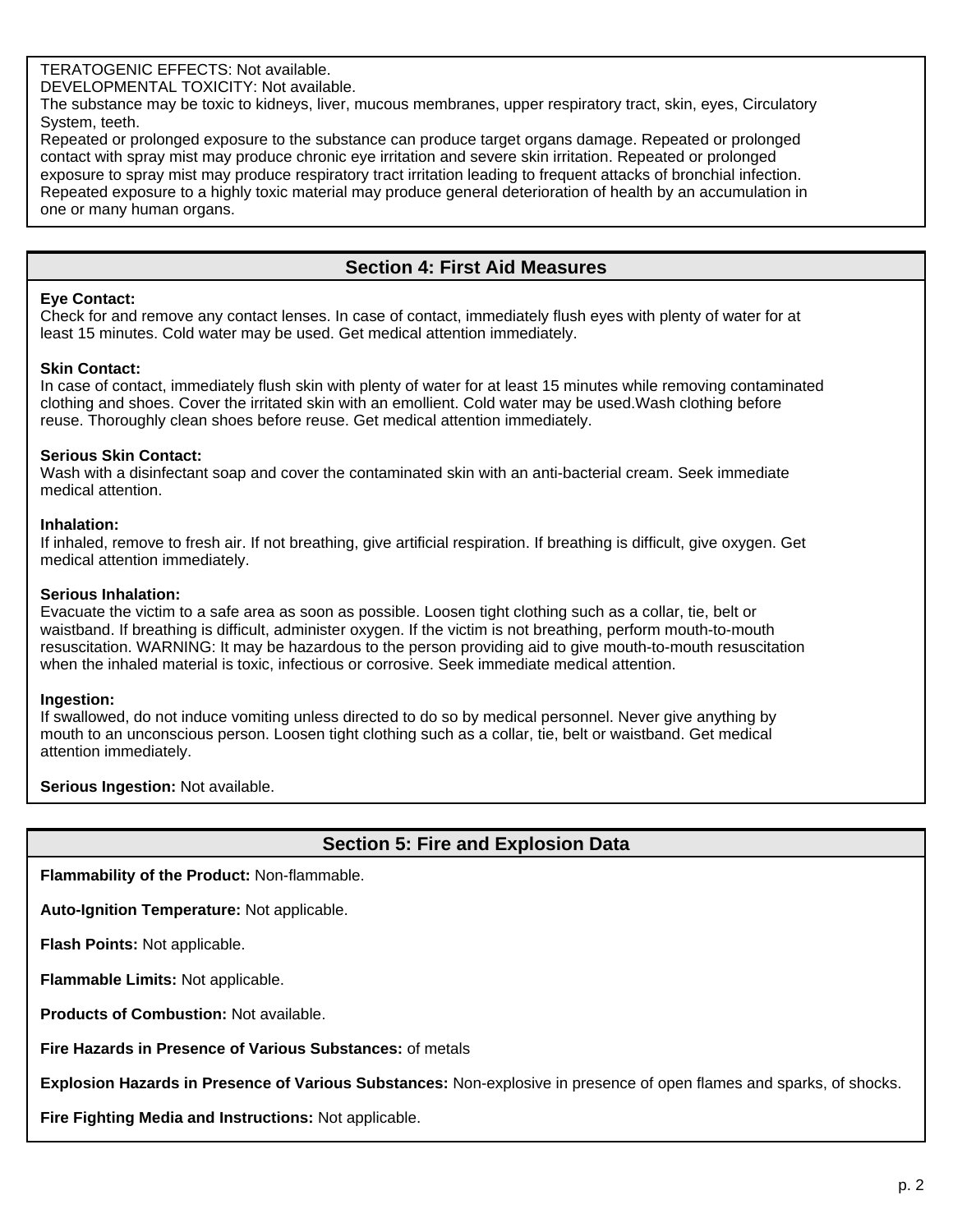TERATOGENIC EFFECTS: Not available.
DEVELOPMENTAL TOXICITY: Not available.
The substance may be toxic to kidneys, liver, mucous membranes, upper respiratory tract, skin, eyes, Circulatory System, teeth.
Repeated or prolonged exposure to the substance can produce target organs damage. Repeated or prolonged contact with spray mist may produce chronic eye irritation and severe skin irritation. Repeated or prolonged exposure to spray mist may produce respiratory tract irritation leading to frequent attacks of bronchial infection. Repeated exposure to a highly toxic material may produce general deterioration of health by an accumulation in one or many human organs.

## Section 4: First Aid Measures

**Eye Contact:**
Check for and remove any contact lenses. In case of contact, immediately flush eyes with plenty of water for at least 15 minutes. Cold water may be used. Get medical attention immediately.

**Skin Contact:**
In case of contact, immediately flush skin with plenty of water for at least 15 minutes while removing contaminated clothing and shoes. Cover the irritated skin with an emollient. Cold water may be used.Wash clothing before reuse. Thoroughly clean shoes before reuse. Get medical attention immediately.

**Serious Skin Contact:**
Wash with a disinfectant soap and cover the contaminated skin with an anti-bacterial cream. Seek immediate medical attention.

**Inhalation:**
If inhaled, remove to fresh air. If not breathing, give artificial respiration. If breathing is difficult, give oxygen. Get medical attention immediately.

**Serious Inhalation:**
Evacuate the victim to a safe area as soon as possible. Loosen tight clothing such as a collar, tie, belt or waistband. If breathing is difficult, administer oxygen. If the victim is not breathing, perform mouth-to-mouth resuscitation. WARNING: It may be hazardous to the person providing aid to give mouth-to-mouth resuscitation when the inhaled material is toxic, infectious or corrosive. Seek immediate medical attention.

**Ingestion:**
If swallowed, do not induce vomiting unless directed to do so by medical personnel. Never give anything by mouth to an unconscious person. Loosen tight clothing such as a collar, tie, belt or waistband. Get medical attention immediately.

**Serious Ingestion:** Not available.

## Section 5: Fire and Explosion Data

**Flammability of the Product:** Non-flammable.

**Auto-Ignition Temperature:** Not applicable.

**Flash Points:** Not applicable.

**Flammable Limits:** Not applicable.

**Products of Combustion:** Not available.

**Fire Hazards in Presence of Various Substances:** of metals

**Explosion Hazards in Presence of Various Substances:** Non-explosive in presence of open flames and sparks, of shocks.

**Fire Fighting Media and Instructions:** Not applicable.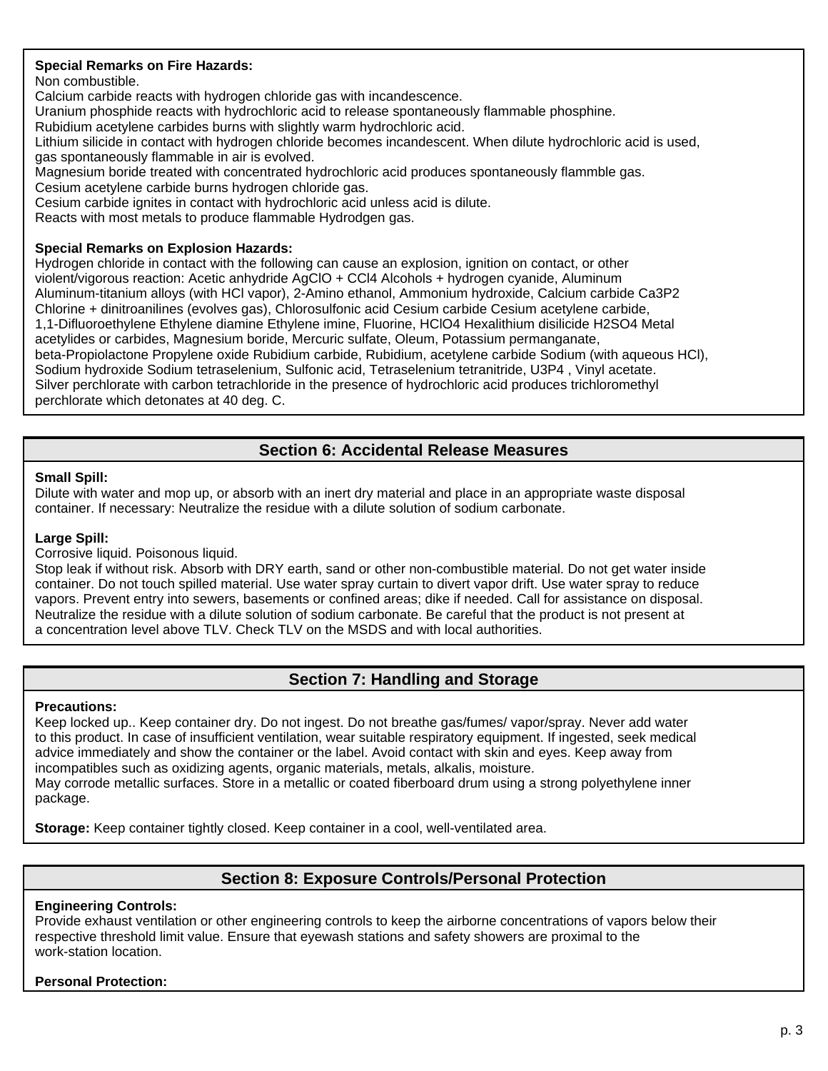**Special Remarks on Fire Hazards:**
Non combustible.
Calcium carbide reacts with hydrogen chloride gas with incandescence.
Uranium phosphide reacts with hydrochloric acid to release spontaneously flammable phosphine.
Rubidium acetylene carbides burns with slightly warm hydrochloric acid.
Lithium silicide in contact with hydrogen chloride becomes incandescent. When dilute hydrochloric acid is used, gas spontaneously flammable in air is evolved.
Magnesium boride treated with concentrated hydrochloric acid produces spontaneously flammble gas.
Cesium acetylene carbide burns hydrogen chloride gas.
Cesium carbide ignites in contact with hydrochloric acid unless acid is dilute.
Reacts with most metals to produce flammable Hydrodgen gas.

**Special Remarks on Explosion Hazards:**
Hydrogen chloride in contact with the following can cause an explosion, ignition on contact, or other violent/vigorous reaction: Acetic anhydride $AgClO$ + $CCl_4$ Alcohols + hydrogen cyanide, Aluminum Aluminum-titanium alloys (with HCl vapor), 2-Amino ethanol, Ammonium hydroxide, Calcium carbide $Ca_3P_2$ Chlorine + dinitroanilines (evolves gas), Chlorosulfonic acid Cesium carbide Cesium acetylene carbide, 1,1-Difluoroethylene Ethylene diamine Ethylene imine, Fluorine, $HClO_4$ Hexalithium disilicide $H_2SO_4$ Metal acetylides or carbides, Magnesium boride, Mercuric sulfate, Oleum, Potassium permanganate, beta-Propiolactone Propylene oxide Rubidium carbide, Rubidium, acetylene carbide Sodium (with aqueous HCl), Sodium hydroxide Sodium tetraselenium, Sulfonic acid, Tetraselenium tetranitride, $U_3P_4$ , Vinyl acetate.
Silver perchlorate with carbon tetrachloride in the presence of hydrochloric acid produces trichloromethyl perchlorate which detonates at 40 deg. C.

## Section 6: Accidental Release Measures

**Small Spill:**
Dilute with water and mop up, or absorb with an inert dry material and place in an appropriate waste disposal container. If necessary: Neutralize the residue with a dilute solution of sodium carbonate.

**Large Spill:**
Corrosive liquid. Poisonous liquid.
Stop leak if without risk. Absorb with DRY earth, sand or other non-combustible material. Do not get water inside container. Do not touch spilled material. Use water spray curtain to divert vapor drift. Use water spray to reduce vapors. Prevent entry into sewers, basements or confined areas; dike if needed. Call for assistance on disposal. Neutralize the residue with a dilute solution of sodium carbonate. Be careful that the product is not present at a concentration level above TLV. Check TLV on the MSDS and with local authorities.

## Section 7: Handling and Storage

**Precautions:**
Keep locked up.. Keep container dry. Do not ingest. Do not breathe gas/fumes/ vapor/spray. Never add water to this product. In case of insufficient ventilation, wear suitable respiratory equipment. If ingested, seek medical advice immediately and show the container or the label. Avoid contact with skin and eyes. Keep away from incompatibles such as oxidizing agents, organic materials, metals, alkalis, moisture.
May corrode metallic surfaces. Store in a metallic or coated fiberboard drum using a strong polyethylene inner package.

**Storage:** Keep container tightly closed. Keep container in a cool, well-ventilated area.

## Section 8: Exposure Controls/Personal Protection

**Engineering Controls:**
Provide exhaust ventilation or other engineering controls to keep the airborne concentrations of vapors below their respective threshold limit value. Ensure that eyewash stations and safety showers are proximal to the work-station location.

**Personal Protection:**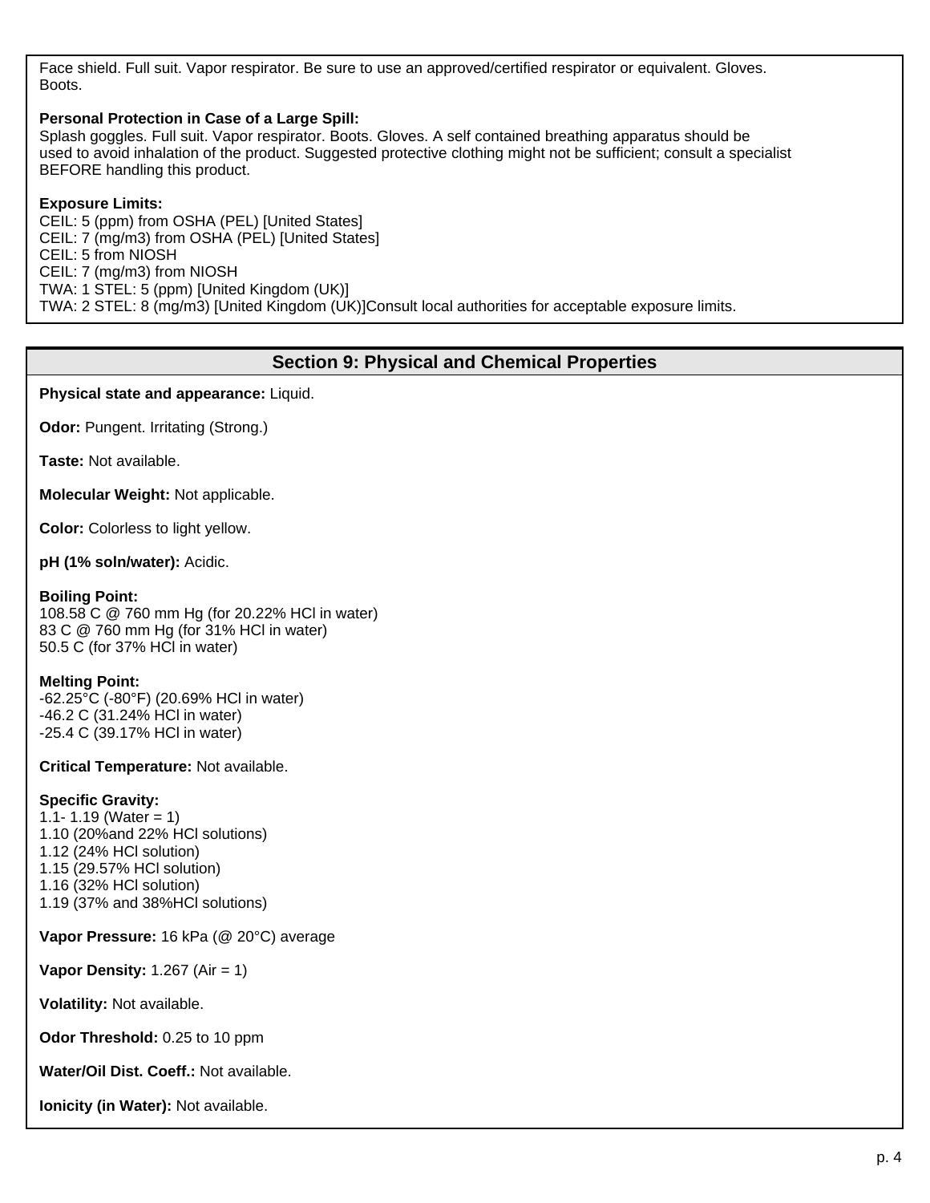Face shield. Full suit. Vapor respirator. Be sure to use an approved/certified respirator or equivalent. Gloves. Boots.

**Personal Protection in Case of a Large Spill:**
Splash goggles. Full suit. Vapor respirator. Boots. Gloves. A self contained breathing apparatus should be used to avoid inhalation of the product. Suggested protective clothing might not be sufficient; consult a specialist BEFORE handling this product.

**Exposure Limits:**
CEIL: 5 (ppm) from OSHA (PEL) [United States]
CEIL: 7 (mg/m3) from OSHA (PEL) [United States]
CEIL: 5 from NIOSH
CEIL: 7 (mg/m3) from NIOSH
TWA: 1 STEL: 5 (ppm) [United Kingdom (UK)]
TWA: 2 STEL: 8 (mg/m3) [United Kingdom (UK)]Consult local authorities for acceptable exposure limits.

## Section 9: Physical and Chemical Properties

**Physical state and appearance:** Liquid.

**Odor:** Pungent. Irritating (Strong.)

**Taste:** Not available.

**Molecular Weight:** Not applicable.

**Color:** Colorless to light yellow.

**pH (1% soln/water):** Acidic.

**Boiling Point:**
108.58 C @ 760 mm Hg (for 20.22% HCl in water)
83 C @ 760 mm Hg (for 31% HCl in water)
50.5 C (for 37% HCl in water)

**Melting Point:**
-62.25°C (-80°F) (20.69% HCl in water)
-46.2 C (31.24% HCl in water)
-25.4 C (39.17% HCl in water)

**Critical Temperature:** Not available.

**Specific Gravity:**
1.1- 1.19 (Water = 1)
1.10 (20%and 22% HCl solutions)
1.12 (24% HCl solution)
1.15 (29.57% HCl solution)
1.16 (32% HCl solution)
1.19 (37% and 38%HCl solutions)

**Vapor Pressure:** 16 kPa (@ 20°C) average

**Vapor Density:** 1.267 (Air = 1)

**Volatility:** Not available.

**Odor Threshold:** 0.25 to 10 ppm

**Water/Oil Dist. Coeff.:** Not available.

**Ionicity (in Water):** Not available.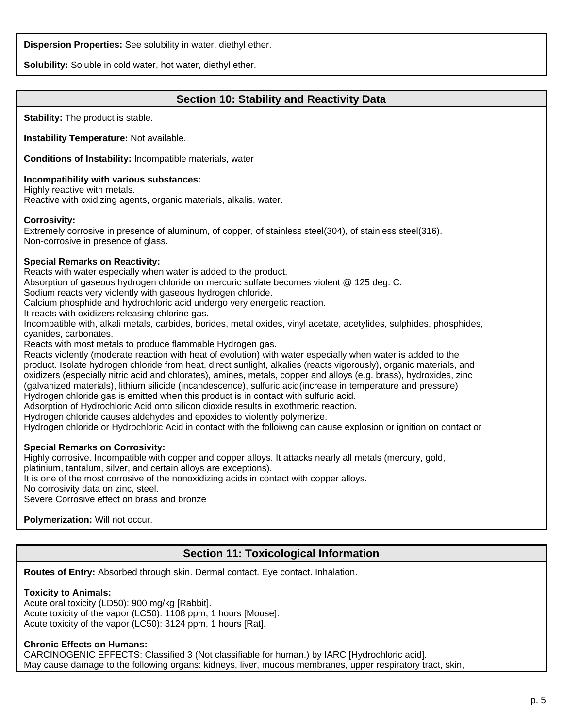**Dispersion Properties:** See solubility in water, diethyl ether.

**Solubility:** Soluble in cold water, hot water, diethyl ether.

## Section 10: Stability and Reactivity Data

**Stability:** The product is stable.

**Instability Temperature:** Not available.

**Conditions of Instability:** Incompatible materials, water

**Incompatibility with various substances:**
Highly reactive with metals.
Reactive with oxidizing agents, organic materials, alkalis, water.

**Corrosivity:**
Extremely corrosive in presence of aluminum, of copper, of stainless steel(304), of stainless steel(316).
Non-corrosive in presence of glass.

**Special Remarks on Reactivity:**
Reacts with water especially when water is added to the product.
Absorption of gaseous hydrogen chloride on mercuric sulfate becomes violent @ 125 deg. C.
Sodium reacts very violently with gaseous hydrogen chloride.
Calcium phosphide and hydrochloric acid undergo very energetic reaction.
It reacts with oxidizers releasing chlorine gas.
Incompatible with, alkali metals, carbides, borides, metal oxides, vinyl acetate, acetylides, sulphides, phosphides, cyanides, carbonates.
Reacts with most metals to produce flammable Hydrogen gas.
Reacts violently (moderate reaction with heat of evolution) with water especially when water is added to the product. Isolate hydrogen chloride from heat, direct sunlight, alkalies (reacts vigorously), organic materials, and oxidizers (especially nitric acid and chlorates), amines, metals, copper and alloys (e.g. brass), hydroxides, zinc (galvanized materials), lithium silicide (incandescence), sulfuric acid(increase in temperature and pressure)
Hydrogen chloride gas is emitted when this product is in contact with sulfuric acid.
Adsorption of Hydrochloric Acid onto silicon dioxide results in exothmeric reaction.
Hydrogen chloride causes aldehydes and epoxides to violently polymerize.
Hydrogen chloride or Hydrochloric Acid in contact with the folloiwng can cause explosion or ignition on contact or

**Special Remarks on Corrosivity:**
Highly corrosive. Incompatible with copper and copper alloys. It attacks nearly all metals (mercury, gold, platinium, tantalum, silver, and certain alloys are exceptions).
It is one of the most corrosive of the nonoxidizing acids in contact with copper alloys.
No corrosivity data on zinc, steel.
Severe Corrosive effect on brass and bronze

**Polymerization:** Will not occur.

## Section 11: Toxicological Information

**Routes of Entry:** Absorbed through skin. Dermal contact. Eye contact. Inhalation.

**Toxicity to Animals:**
Acute oral toxicity (LD50): 900 mg/kg [Rabbit].
Acute toxicity of the vapor (LC50): 1108 ppm, 1 hours [Mouse].
Acute toxicity of the vapor (LC50): 3124 ppm, 1 hours [Rat].

**Chronic Effects on Humans:**
CARCINOGENIC EFFECTS: Classified 3 (Not classifiable for human.) by IARC [Hydrochloric acid].
May cause damage to the following organs: kidneys, liver, mucous membranes, upper respiratory tract, skin,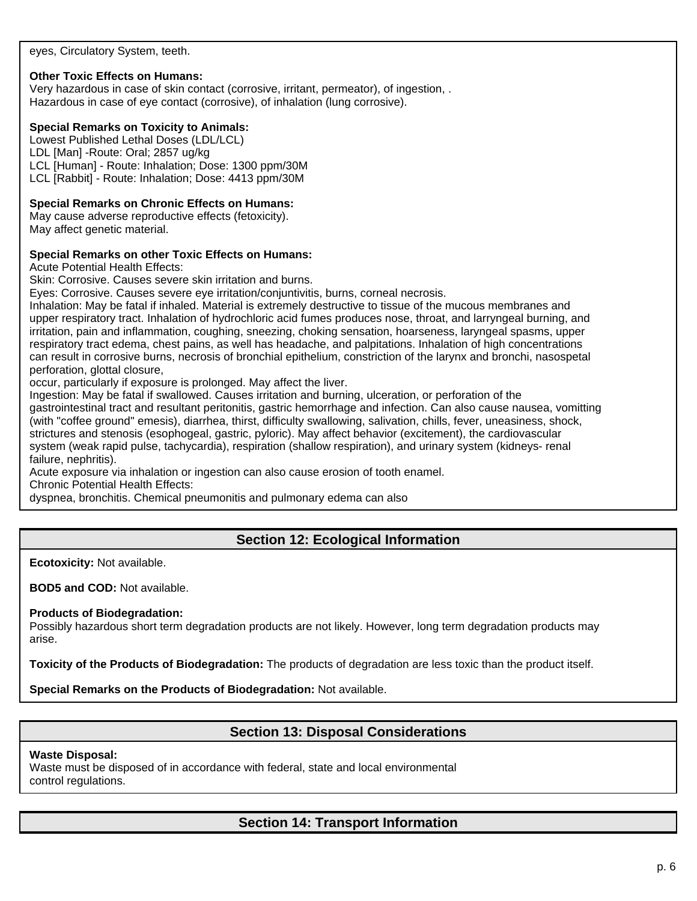eyes, Circulatory System, teeth.

**Other Toxic Effects on Humans:**
Very hazardous in case of skin contact (corrosive, irritant, permeator), of ingestion, .
Hazardous in case of eye contact (corrosive), of inhalation (lung corrosive).

**Special Remarks on Toxicity to Animals:**
Lowest Published Lethal Doses (LDL/LCL)
LDL [Man] -Route: Oral; 2857 ug/kg
LCL [Human] - Route: Inhalation; Dose: 1300 ppm/30M
LCL [Rabbit] - Route: Inhalation; Dose: 4413 ppm/30M

**Special Remarks on Chronic Effects on Humans:**
May cause adverse reproductive effects (fetoxicity).
May affect genetic material.

**Special Remarks on other Toxic Effects on Humans:**
Acute Potential Health Effects:
Skin: Corrosive. Causes severe skin irritation and burns.
Eyes: Corrosive. Causes severe eye irritation/conjuntivitis, burns, corneal necrosis.
Inhalation: May be fatal if inhaled. Material is extremely destructive to tissue of the mucous membranes and upper respiratory tract. Inhalation of hydrochloric acid fumes produces nose, throat, and larryngeal burning, and irritation, pain and inflammation, coughing, sneezing, choking sensation, hoarseness, laryngeal spasms, upper respiratory tract edema, chest pains, as well has headache, and palpitations. Inhalation of high concentrations can result in corrosive burns, necrosis of bronchial epithelium, constriction of the larynx and bronchi, nasospetal perforation, glottal closure,
occur, particularly if exposure is prolonged. May affect the liver.
Ingestion: May be fatal if swallowed. Causes irritation and burning, ulceration, or perforation of the gastrointestinal tract and resultant peritonitis, gastric hemorrhage and infection. Can also cause nausea, vomitting (with "coffee ground" emesis), diarrhea, thirst, difficulty swallowing, salivation, chills, fever, uneasiness, shock, strictures and stenosis (esophogeal, gastric, pyloric). May affect behavior (excitement), the cardiovascular system (weak rapid pulse, tachycardia), respiration (shallow respiration), and urinary system (kidneys- renal failure, nephritis).
Acute exposure via inhalation or ingestion can also cause erosion of tooth enamel.
Chronic Potential Health Effects:
dyspnea, bronchitis. Chemical pneumonitis and pulmonary edema can also

## Section 12: Ecological Information

**Ecotoxicity:** Not available.

**BOD5 and COD:** Not available.

**Products of Biodegradation:**
Possibly hazardous short term degradation products are not likely. However, long term degradation products may arise.

**Toxicity of the Products of Biodegradation:** The products of degradation are less toxic than the product itself.

**Special Remarks on the Products of Biodegradation:** Not available.

## Section 13: Disposal Considerations

**Waste Disposal:**
Waste must be disposed of in accordance with federal, state and local environmental control regulations.

## Section 14: Transport Information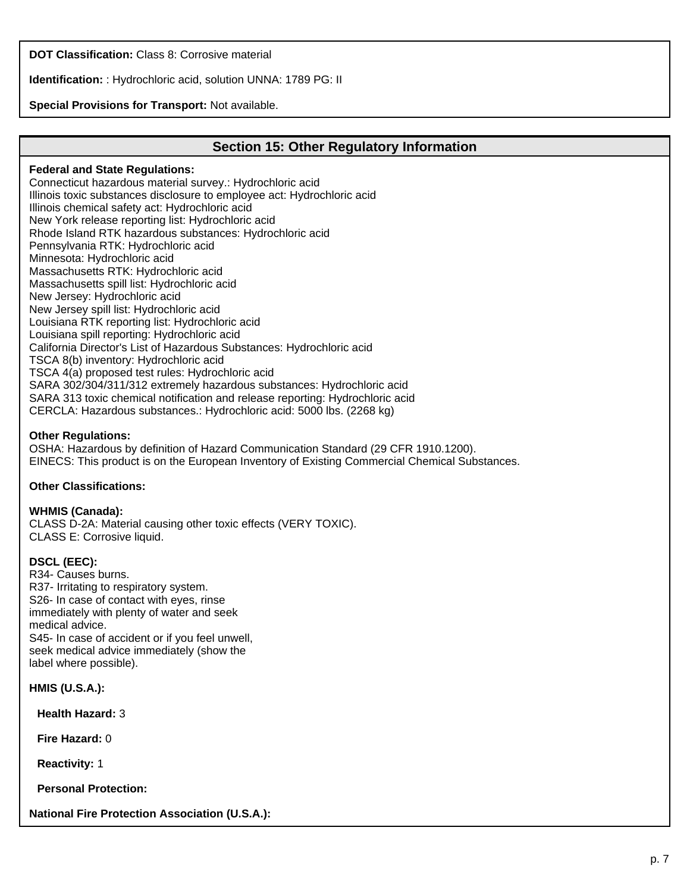**DOT Classification:** Class 8: Corrosive material

**Identification:** : Hydrochloric acid, solution UNNA: 1789 PG: II

**Special Provisions for Transport:** Not available.

## Section 15: Other Regulatory Information

**Federal and State Regulations:**
Connecticut hazardous material survey.: Hydrochloric acid
Illinois toxic substances disclosure to employee act: Hydrochloric acid
Illinois chemical safety act: Hydrochloric acid
New York release reporting list: Hydrochloric acid
Rhode Island RTK hazardous substances: Hydrochloric acid
Pennsylvania RTK: Hydrochloric acid
Minnesota: Hydrochloric acid
Massachusetts RTK: Hydrochloric acid
Massachusetts spill list: Hydrochloric acid
New Jersey: Hydrochloric acid
New Jersey spill list: Hydrochloric acid
Louisiana RTK reporting list: Hydrochloric acid
Louisiana spill reporting: Hydrochloric acid
California Director's List of Hazardous Substances: Hydrochloric acid
TSCA 8(b) inventory: Hydrochloric acid
TSCA 4(a) proposed test rules: Hydrochloric acid
SARA 302/304/311/312 extremely hazardous substances: Hydrochloric acid
SARA 313 toxic chemical notification and release reporting: Hydrochloric acid
CERCLA: Hazardous substances.: Hydrochloric acid: 5000 lbs. (2268 kg)

**Other Regulations:**
OSHA: Hazardous by definition of Hazard Communication Standard (29 CFR 1910.1200).
EINECS: This product is on the European Inventory of Existing Commercial Chemical Substances.

**Other Classifications:**

**WHMIS (Canada):**
CLASS D-2A: Material causing other toxic effects (VERY TOXIC).
CLASS E: Corrosive liquid.

**DSCL (EEC):**
R34- Causes burns.
R37- Irritating to respiratory system.
S26- In case of contact with eyes, rinse immediately with plenty of water and seek medical advice.
S45- In case of accident or if you feel unwell, seek medical advice immediately (show the label where possible).

**HMIS (U.S.A.):**

**Health Hazard:** 3

**Fire Hazard:** 0

**Reactivity:** 1

**Personal Protection:**

**National Fire Protection Association (U.S.A.):**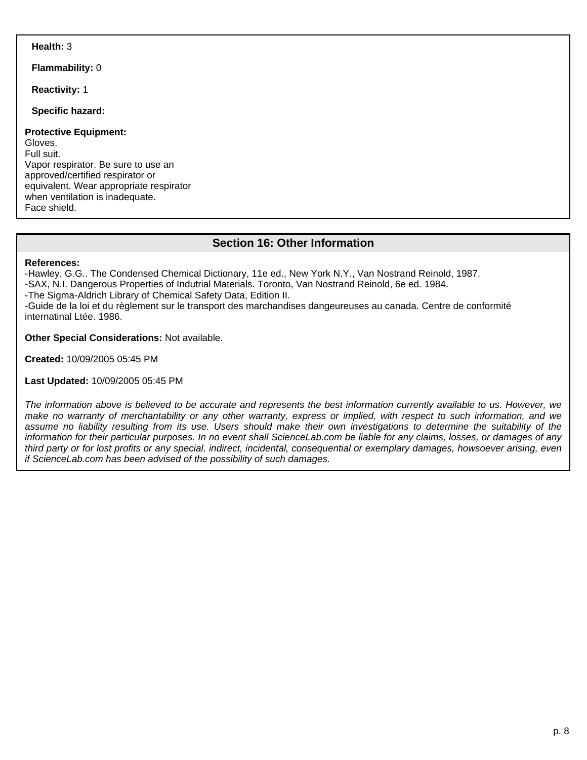**Health:** 3

**Flammability:** 0

**Reactivity:** 1

**Specific hazard:**

**Protective Equipment:**
Gloves.
Full suit.
Vapor respirator. Be sure to use an approved/certified respirator or equivalent. Wear appropriate respirator when ventilation is inadequate.
Face shield.

## Section 16: Other Information

**References:**
-Hawley, G.G.. The Condensed Chemical Dictionary, 11e ed., New York N.Y., Van Nostrand Reinold, 1987.
-SAX, N.I. Dangerous Properties of Indutrial Materials. Toronto, Van Nostrand Reinold, 6e ed. 1984.
-The Sigma-Aldrich Library of Chemical Safety Data, Edition II.
-Guide de la loi et du règlement sur le transport des marchandises dangeureuses au canada. Centre de conformité internatinal Ltée. 1986.

**Other Special Considerations:** Not available.

**Created:** 10/09/2005 05:45 PM

**Last Updated:** 10/09/2005 05:45 PM

*The information above is believed to be accurate and represents the best information currently available to us. However, we make no warranty of merchantability or any other warranty, express or implied, with respect to such information, and we assume no liability resulting from its use. Users should make their own investigations to determine the suitability of the information for their particular purposes. In no event shall ScienceLab.com be liable for any claims, losses, or damages of any third party or for lost profits or any special, indirect, incidental, consequential or exemplary damages, howsoever arising, even if ScienceLab.com has been advised of the possibility of such damages.*